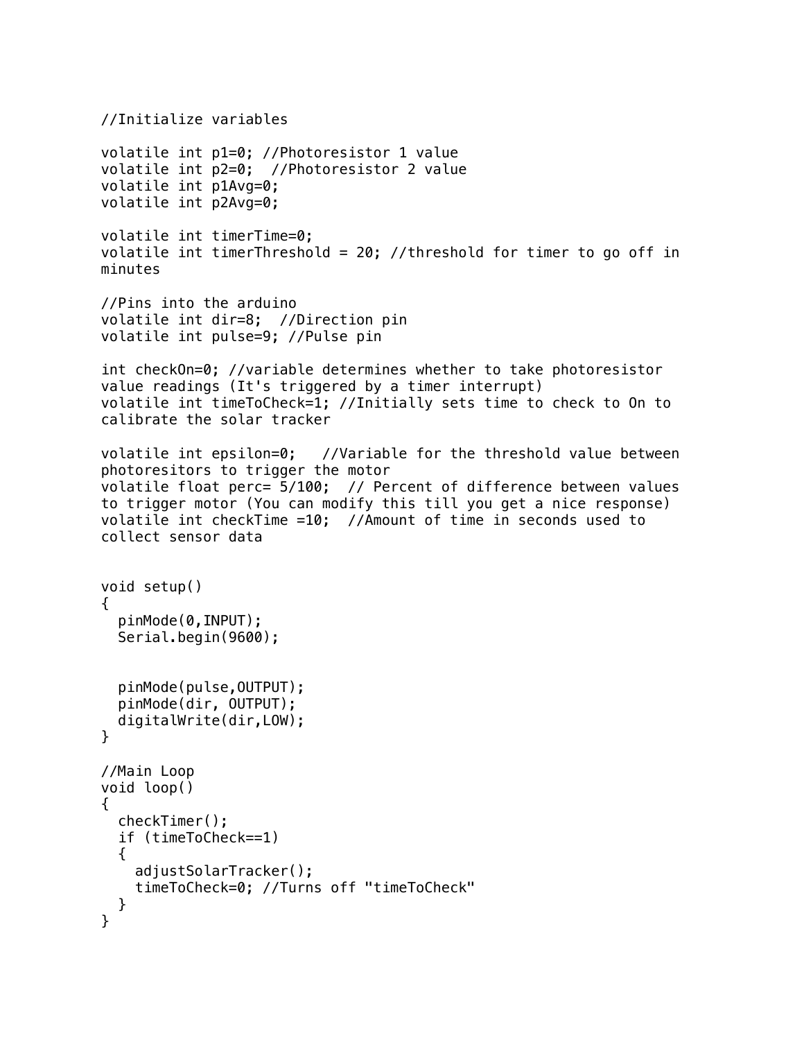```
//Initialize variables

volatile int p1=0; //Photoresistor 1 value
volatile int p2=0;  //Photoresistor 2 value
volatile int p1Avg=0;
volatile int p2Avg=0;

volatile int timerTime=0;
volatile int timerThreshold = 20; //threshold for timer to go off in
minutes

//Pins into the arduino
volatile int dir=8;  //Direction pin
volatile int pulse=9; //Pulse pin

int checkOn=0; //variable determines whether to take photoresistor
value readings (It's triggered by a timer interrupt)
volatile int timeToCheck=1; //Initially sets time to check to On to
calibrate the solar tracker

volatile int epsilon=0;   //Variable for the threshold value between
photoresitors to trigger the motor
volatile float perc= 5/100;  // Percent of difference between values
to trigger motor (You can modify this till you get a nice response)
volatile int checkTime =10;  //Amount of time in seconds used to
collect sensor data


void setup()
{
  pinMode(0,INPUT);
  Serial.begin(9600);


  pinMode(pulse,OUTPUT);
  pinMode(dir, OUTPUT);
  digitalWrite(dir,LOW);
}

//Main Loop
void loop()
{
  checkTimer();
  if (timeToCheck==1)
  {
    adjustSolarTracker();
    timeToCheck=0; //Turns off "timeToCheck"
  }
}
```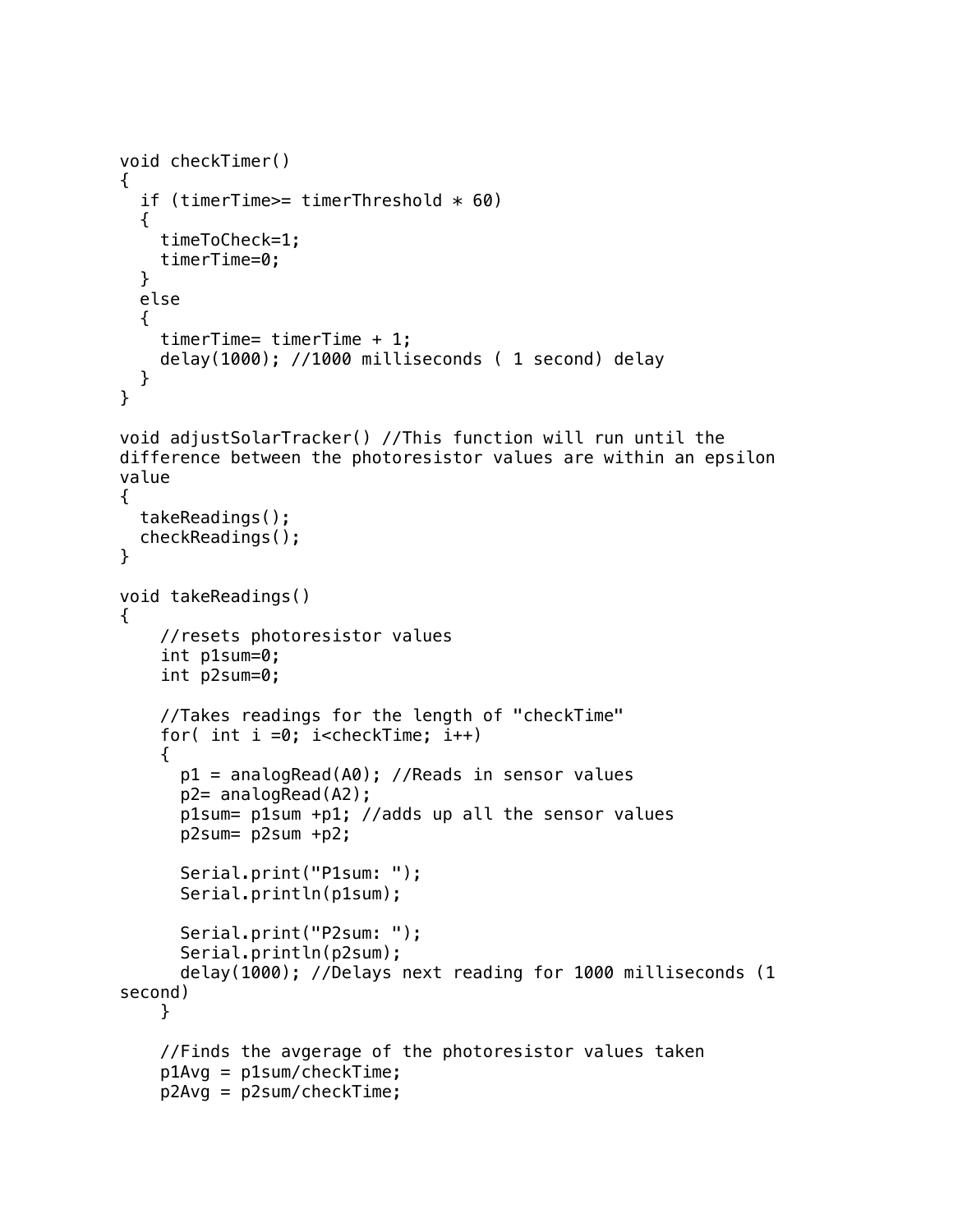```
void checkTimer()
{
  if (timerTime>= timerThreshold * 60)
  {
    timeToCheck=1;
    timerTime=0;
  }
  else
  {
    timerTime= timerTime + 1;
    delay(1000); //1000 milliseconds ( 1 second) delay
  }
}

void adjustSolarTracker() //This function will run until the
difference between the photoresistor values are within an epsilon
value
{
  takeReadings();
  checkReadings();
}

void takeReadings()
{
    //resets photoresistor values
    int p1sum=0;
    int p2sum=0;

    //Takes readings for the length of "checkTime"
    for( int i =0; i<checkTime; i++)
    {
      p1 = analogRead(A0); //Reads in sensor values
      p2= analogRead(A2);
      p1sum= p1sum +p1; //adds up all the sensor values
      p2sum= p2sum +p2;

      Serial.print("P1sum: ");
      Serial.println(p1sum);

      Serial.print("P2sum: ");
      Serial.println(p2sum);
      delay(1000); //Delays next reading for 1000 milliseconds (1
second)
    }

    //Finds the avgerage of the photoresistor values taken
    p1Avg = p1sum/checkTime;
    p2Avg = p2sum/checkTime;
```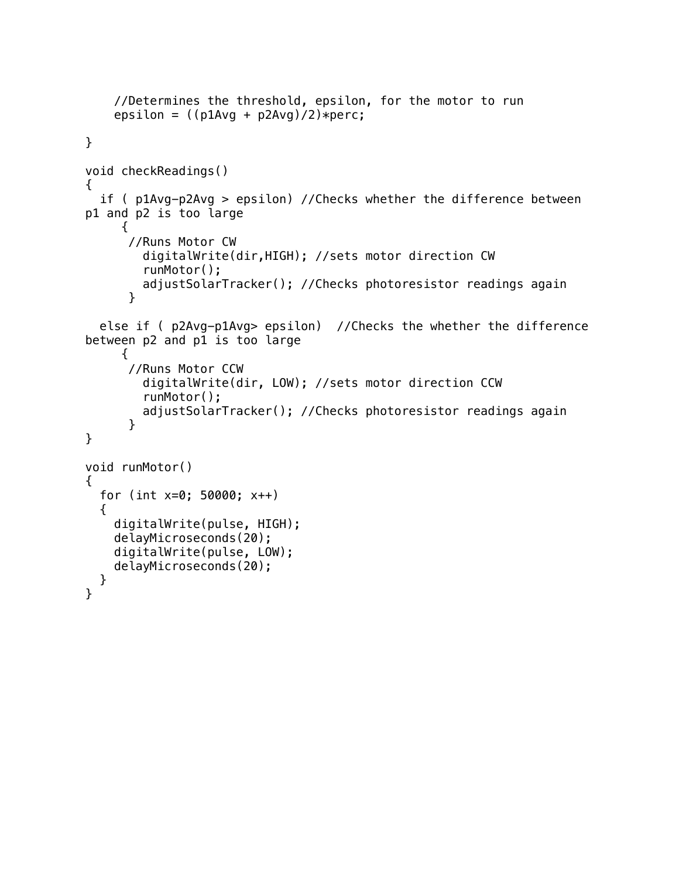```
    //Determines the threshold, epsilon, for the motor to run
    epsilon = ((p1Avg + p2Avg)/2)*perc;

}

void checkReadings()
{
  if ( p1Avg-p2Avg > epsilon) //Checks whether the difference between
p1 and p2 is too large
     {
      //Runs Motor CW
        digitalWrite(dir,HIGH); //sets motor direction CW
        runMotor();
        adjustSolarTracker(); //Checks photoresistor readings again
      }

  else if ( p2Avg-p1Avg> epsilon)  //Checks the whether the difference
between p2 and p1 is too large
     {
      //Runs Motor CCW
        digitalWrite(dir, LOW); //sets motor direction CCW
        runMotor();
        adjustSolarTracker(); //Checks photoresistor readings again
      }
}

void runMotor()
{
  for (int x=0; 50000; x++)
  {
    digitalWrite(pulse, HIGH);
    delayMicroseconds(20);
    digitalWrite(pulse, LOW);
    delayMicroseconds(20);
  }
}
```